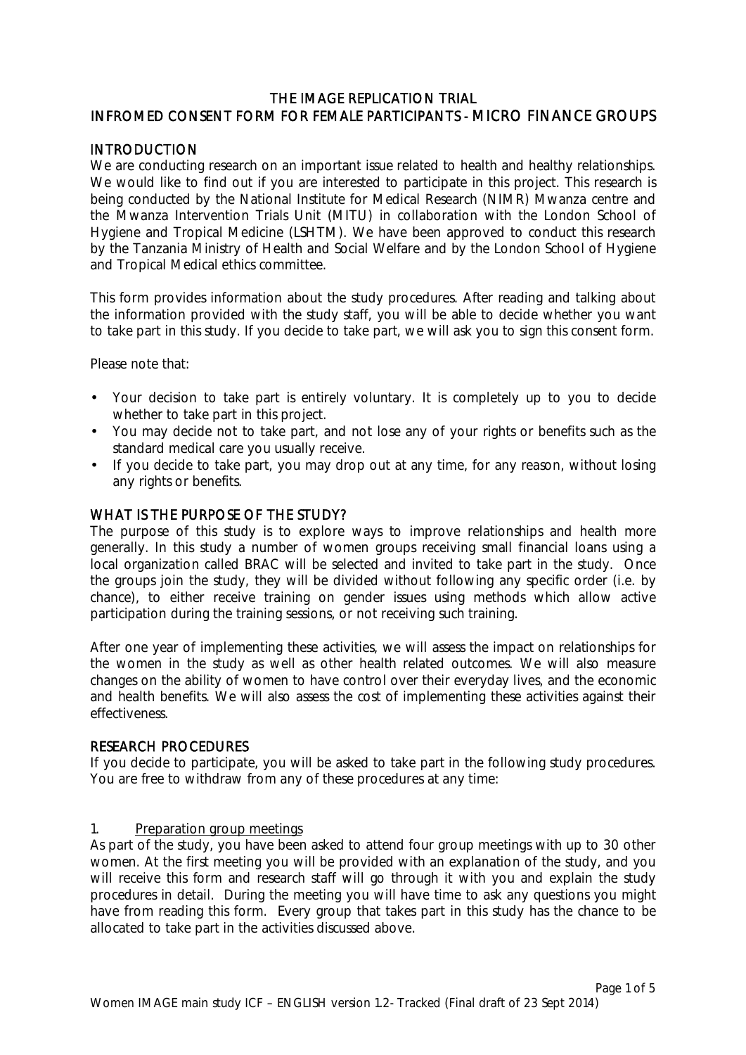# THE IMAGE REPLICATION TRIAL

## INFROMED CONSENT FORM FOR FEMALE PARTICIPANTS - MICRO FINANCE GROUPS

### INTRODUCTION

We are conducting research on an important issue related to health and healthy relationships. We would like to find out if you are interested to participate in this project. This research is being conducted by the National Institute for Medical Research (NIMR) Mwanza centre and the Mwanza Intervention Trials Unit (MITU) in collaboration with the London School of Hygiene and Tropical Medicine (LSHTM). We have been approved to conduct this research by the Tanzania Ministry of Health and Social Welfare and by the London School of Hygiene and Tropical Medical ethics committee.

This form provides information about the study procedures. After reading and talking about the information provided with the study staff, you will be able to decide whether you want to take part in this study. If you decide to take part, we will ask you to sign this consent form.

Please note that:

- Your decision to take part is entirely voluntary. It is completely up to you to decide whether to take part in this project.
- You may decide not to take part, and not lose any of your rights or benefits such as the standard medical care you usually receive.
- If you decide to take part, you may drop out at any time, for any reason, without losing any rights or benefits.

### WHAT IS THE PURPOSE OF THE STUDY?

The purpose of this study is to explore ways to improve relationships and health more generally. In this study a number of women groups receiving small financial loans using a local organization called BRAC will be selected and invited to take part in the study. Once the groups join the study, they will be divided without following any specific order (i.e. by chance), to either receive training on gender issues using methods which allow active participation during the training sessions, or not receiving such training.

After one year of implementing these activities, we will assess the impact on relationships for the women in the study as well as other health related outcomes. We will also measure changes on the ability of women to have control over their everyday lives, and the economic and health benefits. We will also assess the cost of implementing these activities against their effectiveness.

### RESEARCH PROCEDURES

If you decide to participate, you will be asked to take part in the following study procedures. You are free to withdraw from any of these procedures at any time:

1. <u>Preparation group meetings</u>

As part of the study, you have been asked to attend four group meetings with up to 30 other women. At the first meeting you will be provided with an explanation of the study, and you will receive this form and research staff will go through it with you and explain the study procedures in detail. During the meeting you will have time to ask any questions you might have from reading this form. Every group that takes part in this study has the chance to be allocated to take part in the activities discussed above.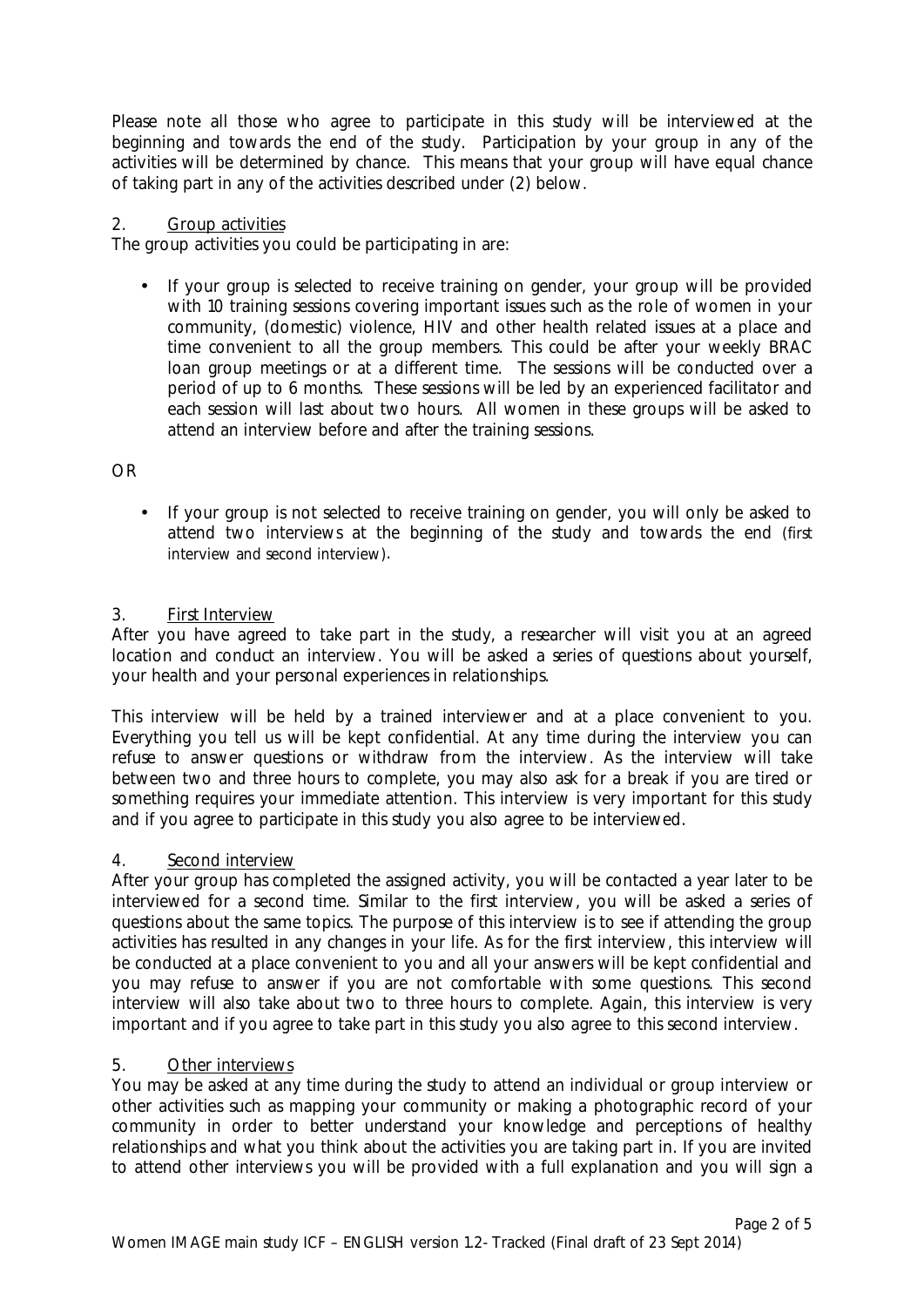Please note all those who agree to participate in this study will be interviewed at the beginning and towards the end of the study. Participation by your group in any of the activities will be determined by chance. This means that your group will have equal chance of taking part in any of the activities described under (2) below.

2. <u>Group activities</u>

The group activities you could be participating in are:

- If your group is selected to receive training on gender, your group will be provided with 10 training sessions covering important issues such as the role of women in your community, (domestic) violence, HIV and other health related issues at a place and time convenient to all the group members. This could be after your weekly BRAC loan group meetings or at a different time. The sessions will be conducted over a period of up to 6 months. These sessions will be led by an experienced facilitator and each session will last about two hours. All women in these groups will be asked to attend an interview before and after the training sessions.

OR

- If your group is not selected to receive training on gender, you will only be asked to attend two interviews at the beginning of the study and towards the end (first interview and second interview).

3. <u>First Interview</u>

After you have agreed to take part in the study, a researcher will visit you at an agreed location and conduct an interview. You will be asked a series of questions about yourself, your health and your personal experiences in relationships.

This interview will be held by a trained interviewer and at a place convenient to you. Everything you tell us will be kept confidential. At any time during the interview you can refuse to answer questions or withdraw from the interview. As the interview will take between two and three hours to complete, you may also ask for a break if you are tired or something requires your immediate attention. This interview is very important for this study and if you agree to participate in this study you also agree to be interviewed.

4. <u>Second interview</u>

After your group has completed the assigned activity, you will be contacted a year later to be interviewed for a second time. Similar to the first interview, you will be asked a series of questions about the same topics. The purpose of this interview is to see if attending the group activities has resulted in any changes in your life. As for the first interview, this interview will be conducted at a place convenient to you and all your answers will be kept confidential and you may refuse to answer if you are not comfortable with some questions. This second interview will also take about two to three hours to complete. Again, this interview is very important and if you agree to take part in this study you also agree to this second interview.

5. <u>Other interviews</u>

You may be asked at any time during the study to attend an individual or group interview or other activities such as mapping your community or making a photographic record of your community in order to better understand your knowledge and perceptions of healthy relationships and what you think about the activities you are taking part in. If you are invited to attend other interviews you will be provided with a full explanation and you will sign a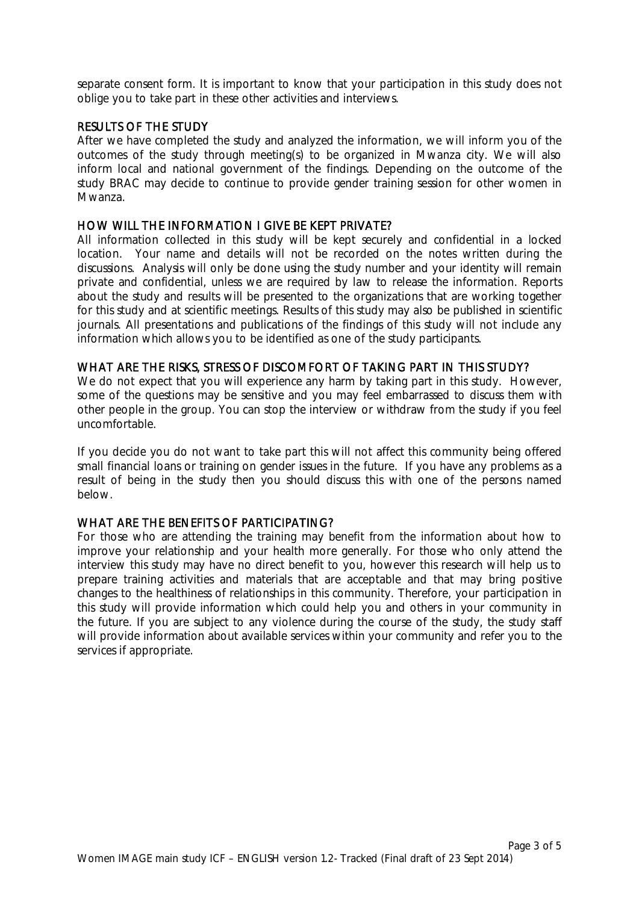separate consent form. It is important to know that your participation in this study does not oblige you to take part in these other activities and interviews.

## RESULTS OF THE STUDY

After we have completed the study and analyzed the information, we will inform you of the outcomes of the study through meeting(s) to be organized in Mwanza city. We will also inform local and national government of the findings. Depending on the outcome of the study BRAC may decide to continue to provide gender training session for other women in Mwanza.

## HOW WILL THE INFORMATION I GIVE BE KEPT PRIVATE?

All information collected in this study will be kept securely and confidential in a locked location. Your name and details will not be recorded on the notes written during the discussions. Analysis will only be done using the study number and your identity will remain private and confidential, unless we are required by law to release the information. Reports about the study and results will be presented to the organizations that are working together for this study and at scientific meetings. Results of this study may also be published in scientific journals. All presentations and publications of the findings of this study will not include any information which allows you to be identified as one of the study participants.

## WHAT ARE THE RISKS, STRESS OF DISCOMFORT OF TAKING PART IN THIS STUDY?

We do not expect that you will experience any harm by taking part in this study. However, some of the questions may be sensitive and you may feel embarrassed to discuss them with other people in the group. You can stop the interview or withdraw from the study if you feel uncomfortable.

If you decide you do not want to take part this will not affect this community being offered small financial loans or training on gender issues in the future. If you have any problems as a result of being in the study then you should discuss this with one of the persons named below.

## WHAT ARE THE BENEFITS OF PARTICIPATING?

For those who are attending the training may benefit from the information about how to improve your relationship and your health more generally. For those who only attend the interview this study may have no direct benefit to you, however this research will help us to prepare training activities and materials that are acceptable and that may bring positive changes to the healthiness of relationships in this community. Therefore, your participation in this study will provide information which could help you and others in your community in the future. If you are subject to any violence during the course of the study, the study staff will provide information about available services within your community and refer you to the services if appropriate.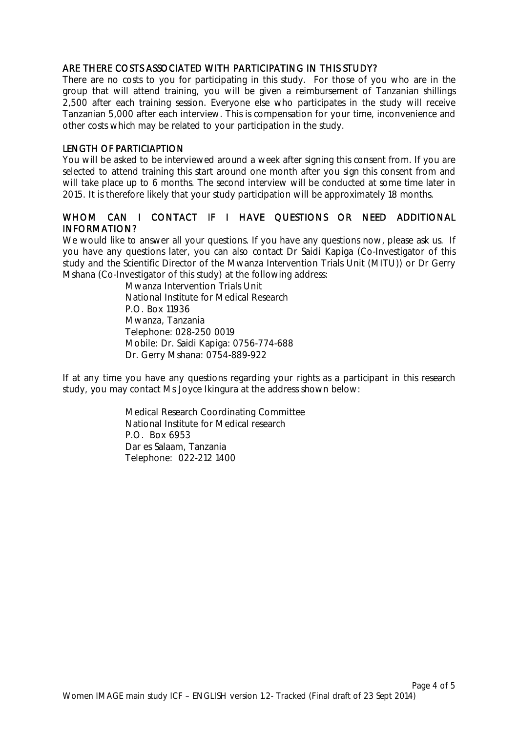## ARE THERE COSTS ASSOCIATED WITH PARTICIPATING IN THIS STUDY?

There are no costs to you for participating in this study. For those of you who are in the group that will attend training, you will be given a reimbursement of Tanzanian shillings 2,500 after each training session. Everyone else who participates in the study will receive Tanzanian 5,000 after each interview. This is compensation for your time, inconvenience and other costs which may be related to your participation in the study.

## LENGTH OF PARTICIAPTION

You will be asked to be interviewed around a week after signing this consent from. If you are selected to attend training this start around one month after you sign this consent from and will take place up to 6 months. The second interview will be conducted at some time later in 2015. It is therefore likely that your study participation will be approximately 18 months.

## WHOM CAN I CONTACT IF I HAVE QUESTIONS OR NEED ADDITIONAL INFORMATION?

We would like to answer all your questions. If you have any questions now, please ask us. If you have any questions later, you can also contact Dr Saidi Kapiga (Co-Investigator of this study and the Scientific Director of the Mwanza Intervention Trials Unit (MITU)) or Dr Gerry Mshana (Co-Investigator of this study) at the following address:

Mwanza Intervention Trials Unit
National Institute for Medical Research
P.O. Box 11936
Mwanza, Tanzania
Telephone: 028-250 0019
Mobile: Dr. Saidi Kapiga: 0756-774-688
Dr. Gerry Mshana: 0754-889-922

If at any time you have any questions regarding your rights as a participant in this research study, you may contact Ms Joyce Ikingura at the address shown below:

Medical Research Coordinating Committee
National Institute for Medical research
P.O. Box 6953
Dar es Salaam, Tanzania
Telephone: 022-212 1400

Women IMAGE main study ICF – ENGLISH version 1.2- Tracked (Final draft of 23 Sept 2014)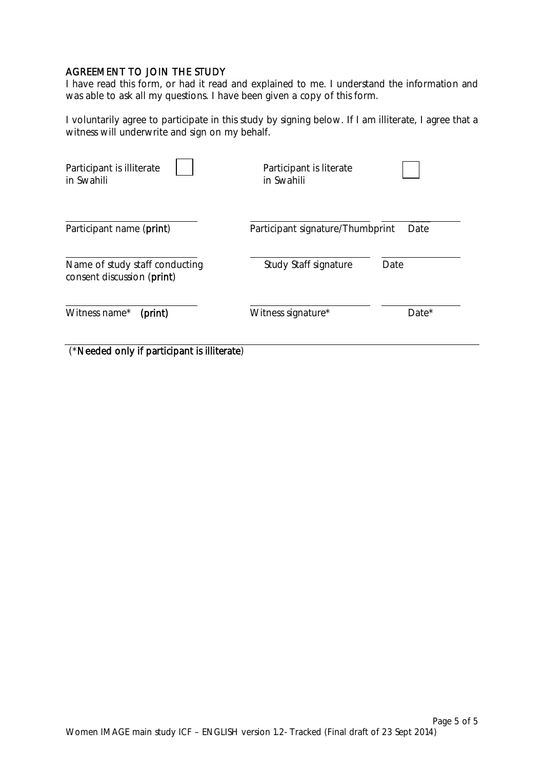## AGREEMENT TO JOIN THE STUDY

I have read this form, or had it read and explained to me. I understand the information and was able to ask all my questions. I have been given a copy of this form.

I voluntarily agree to participate in this study by signing below. If I am illiterate, I agree that a witness will underwrite and sign on my behalf.

Participant is illiterate in Swahili ☐

Participant is literate in Swahili ☐

| | | |
|---|---|---|
| Participant name (**print**) | Participant signature/Thumbprint | Date |
| Name of study staff conducting consent discussion (**print**) | Study Staff signature | Date |
| Witness name* **(print)** | Witness signature* | Date* |

(***Needed only if participant is illiterate**)

Women IMAGE main study ICF – ENGLISH version 1.2- Tracked (Final draft of 23 Sept 2014)